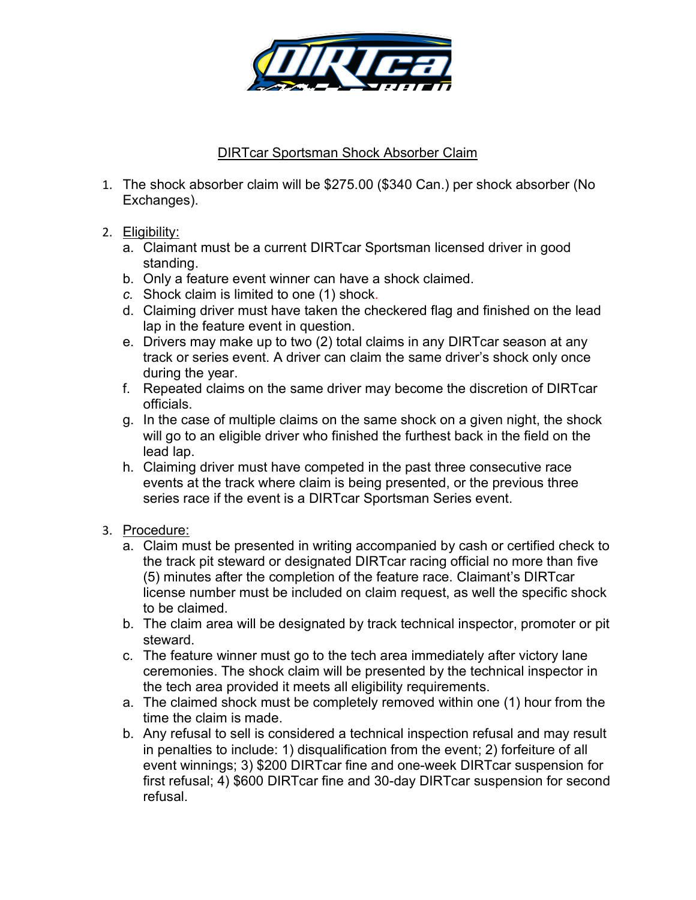## DIRTcar Sportsman Shock Absorber Claim

1. The shock absorber claim will be $275.00 ($340 Can.) per shock absorber (No Exchanges).

2. Eligibility:
   a. Claimant must be a current DIRTcar Sportsman licensed driver in good standing.
   b. Only a feature event winner can have a shock claimed.
   c. Shock claim is limited to one (1) shock.
   d. Claiming driver must have taken the checkered flag and finished on the lead lap in the feature event in question.
   e. Drivers may make up to two (2) total claims in any DIRTcar season at any track or series event. A driver can claim the same driver's shock only once during the year.
   f. Repeated claims on the same driver may become the discretion of DIRTcar officials.
   g. In the case of multiple claims on the same shock on a given night, the shock will go to an eligible driver who finished the furthest back in the field on the lead lap.
   h. Claiming driver must have competed in the past three consecutive race events at the track where claim is being presented, or the previous three series race if the event is a DIRTcar Sportsman Series event.

3. Procedure:
   a. Claim must be presented in writing accompanied by cash or certified check to the track pit steward or designated DIRTcar racing official no more than five (5) minutes after the completion of the feature race. Claimant's DIRTcar license number must be included on claim request, as well the specific shock to be claimed.
   b. The claim area will be designated by track technical inspector, promoter or pit steward.
   c. The feature winner must go to the tech area immediately after victory lane ceremonies. The shock claim will be presented by the technical inspector in the tech area provided it meets all eligibility requirements.
   a. The claimed shock must be completely removed within one (1) hour from the time the claim is made.
   b. Any refusal to sell is considered a technical inspection refusal and may result in penalties to include: 1) disqualification from the event; 2) forfeiture of all event winnings; 3) $200 DIRTcar fine and one-week DIRTcar suspension for first refusal; 4) $600 DIRTcar fine and 30-day DIRTcar suspension for second refusal.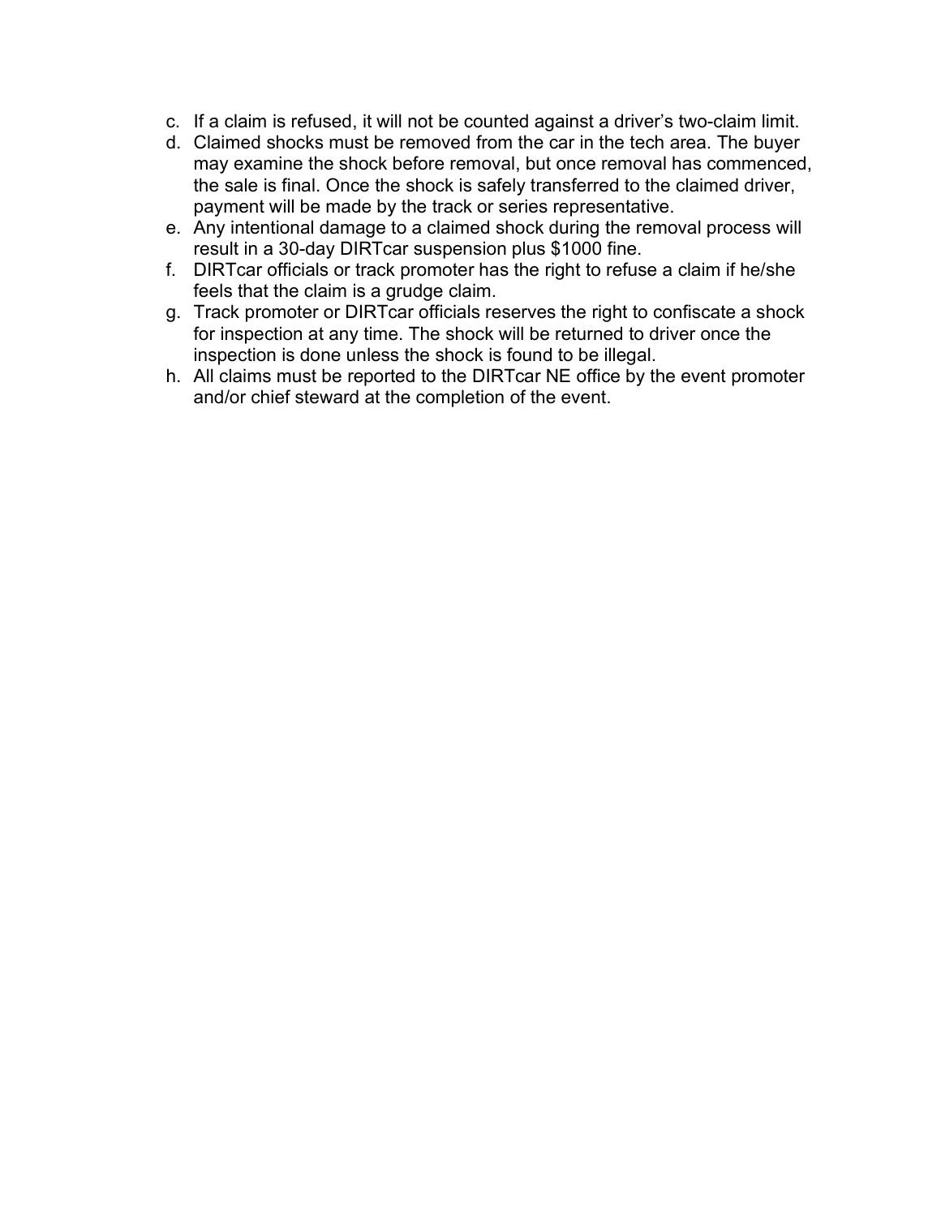c. If a claim is refused, it will not be counted against a driver's two-claim limit.
d. Claimed shocks must be removed from the car in the tech area. The buyer may examine the shock before removal, but once removal has commenced, the sale is final. Once the shock is safely transferred to the claimed driver, payment will be made by the track or series representative.
e. Any intentional damage to a claimed shock during the removal process will result in a 30-day DIRTcar suspension plus $1000 fine.
f. DIRTcar officials or track promoter has the right to refuse a claim if he/she feels that the claim is a grudge claim.
g. Track promoter or DIRTcar officials reserves the right to confiscate a shock for inspection at any time. The shock will be returned to driver once the inspection is done unless the shock is found to be illegal.
h. All claims must be reported to the DIRTcar NE office by the event promoter and/or chief steward at the completion of the event.